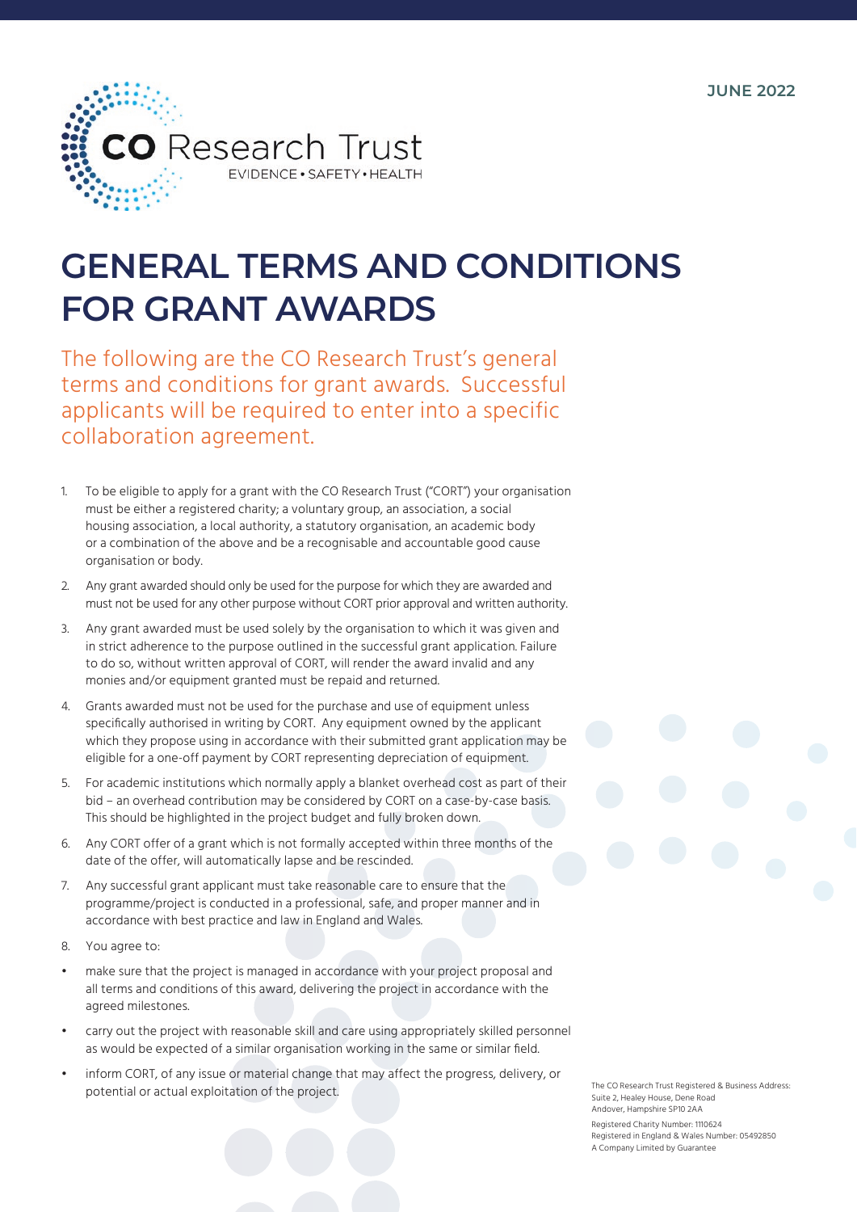JUNE 2022

CO Research Trust
EVIDENCE • SAFETY • HEALTH

# GENERAL TERMS AND CONDITIONS FOR GRANT AWARDS

The following are the CO Research Trust's general terms and conditions for grant awards. Successful applicants will be required to enter into a specific collaboration agreement.

1. To be eligible to apply for a grant with the CO Research Trust ("CORT") your organisation must be either a registered charity; a voluntary group, an association, a social housing association, a local authority, a statutory organisation, an academic body or a combination of the above and be a recognisable and accountable good cause organisation or body.
2. Any grant awarded should only be used for the purpose for which they are awarded and must not be used for any other purpose without CORT prior approval and written authority.
3. Any grant awarded must be used solely by the organisation to which it was given and in strict adherence to the purpose outlined in the successful grant application. Failure to do so, without written approval of CORT, will render the award invalid and any monies and/or equipment granted must be repaid and returned.
4. Grants awarded must not be used for the purchase and use of equipment unless specifically authorised in writing by CORT. Any equipment owned by the applicant which they propose using in accordance with their submitted grant application may be eligible for a one-off payment by CORT representing depreciation of equipment.
5. For academic institutions which normally apply a blanket overhead cost as part of their bid – an overhead contribution may be considered by CORT on a case-by-case basis. This should be highlighted in the project budget and fully broken down.
6. Any CORT offer of a grant which is not formally accepted within three months of the date of the offer, will automatically lapse and be rescinded.
7. Any successful grant applicant must take reasonable care to ensure that the programme/project is conducted in a professional, safe, and proper manner and in accordance with best practice and law in England and Wales.
8. You agree to:

- make sure that the project is managed in accordance with your project proposal and all terms and conditions of this award, delivering the project in accordance with the agreed milestones.
- carry out the project with reasonable skill and care using appropriately skilled personnel as would be expected of a similar organisation working in the same or similar field.
- inform CORT, of any issue or material change that may affect the progress, delivery, or potential or actual exploitation of the project.

The CO Research Trust Registered & Business Address:
Suite 2, Healey House, Dene Road
Andover, Hampshire SP10 2AA

Registered Charity Number: 1110624
Registered in England & Wales Number: 05492850
A Company Limited by Guarantee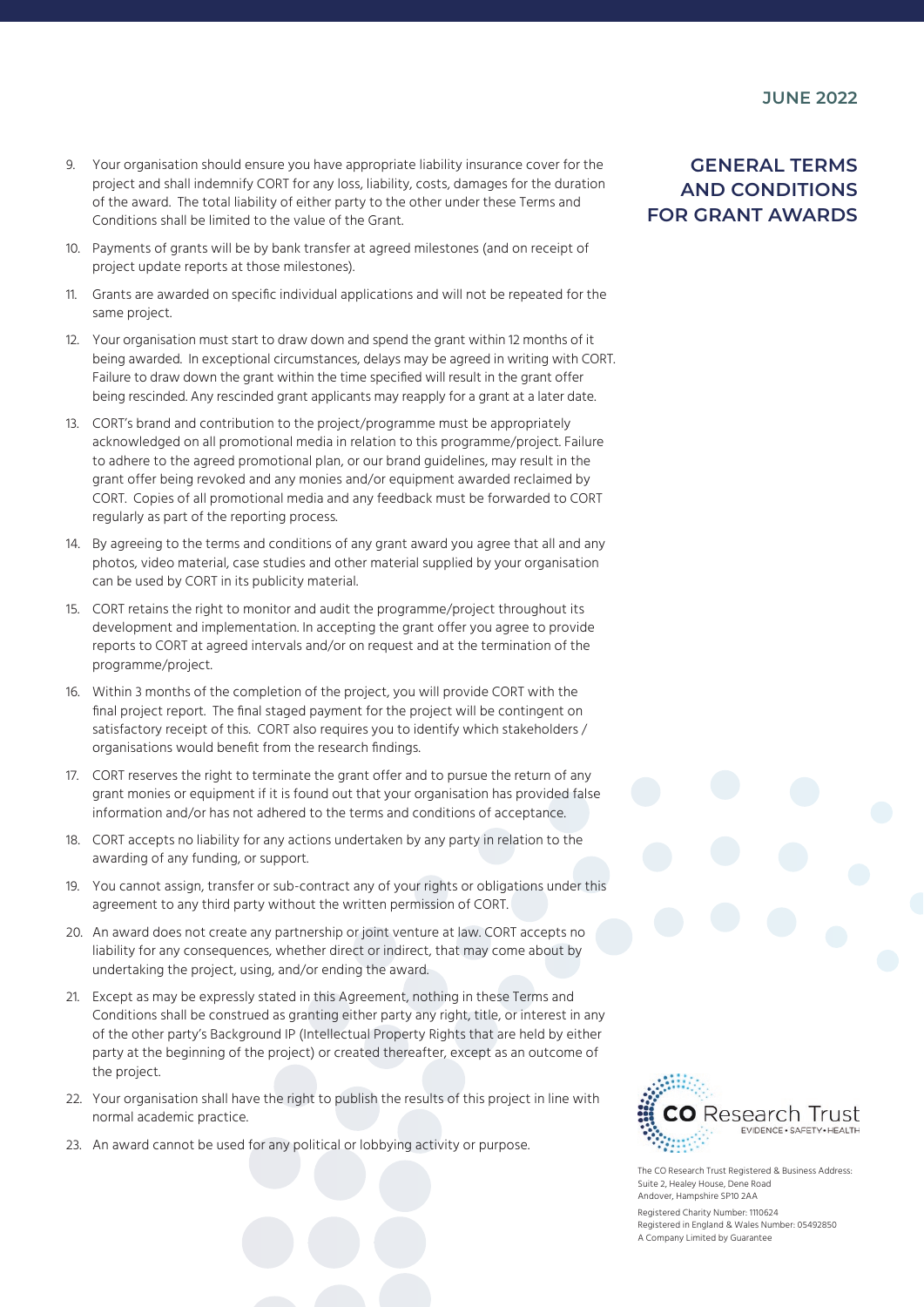JUNE 2022

## GENERAL TERMS AND CONDITIONS FOR GRANT AWARDS

9. Your organisation should ensure you have appropriate liability insurance cover for the project and shall indemnify CORT for any loss, liability, costs, damages for the duration of the award. The total liability of either party to the other under these Terms and Conditions shall be limited to the value of the Grant.
10. Payments of grants will be by bank transfer at agreed milestones (and on receipt of project update reports at those milestones).
11. Grants are awarded on specific individual applications and will not be repeated for the same project.
12. Your organisation must start to draw down and spend the grant within 12 months of it being awarded. In exceptional circumstances, delays may be agreed in writing with CORT. Failure to draw down the grant within the time specified will result in the grant offer being rescinded. Any rescinded grant applicants may reapply for a grant at a later date.
13. CORT's brand and contribution to the project/programme must be appropriately acknowledged on all promotional media in relation to this programme/project. Failure to adhere to the agreed promotional plan, or our brand guidelines, may result in the grant offer being revoked and any monies and/or equipment awarded reclaimed by CORT. Copies of all promotional media and any feedback must be forwarded to CORT regularly as part of the reporting process.
14. By agreeing to the terms and conditions of any grant award you agree that all and any photos, video material, case studies and other material supplied by your organisation can be used by CORT in its publicity material.
15. CORT retains the right to monitor and audit the programme/project throughout its development and implementation. In accepting the grant offer you agree to provide reports to CORT at agreed intervals and/or on request and at the termination of the programme/project.
16. Within 3 months of the completion of the project, you will provide CORT with the final project report. The final staged payment for the project will be contingent on satisfactory receipt of this. CORT also requires you to identify which stakeholders / organisations would benefit from the research findings.
17. CORT reserves the right to terminate the grant offer and to pursue the return of any grant monies or equipment if it is found out that your organisation has provided false information and/or has not adhered to the terms and conditions of acceptance.
18. CORT accepts no liability for any actions undertaken by any party in relation to the awarding of any funding, or support.
19. You cannot assign, transfer or sub-contract any of your rights or obligations under this agreement to any third party without the written permission of CORT.
20. An award does not create any partnership or joint venture at law. CORT accepts no liability for any consequences, whether direct or indirect, that may come about by undertaking the project, using, and/or ending the award.
21. Except as may be expressly stated in this Agreement, nothing in these Terms and Conditions shall be construed as granting either party any right, title, or interest in any of the other party's Background IP (Intellectual Property Rights that are held by either party at the beginning of the project) or created thereafter, except as an outcome of the project.
22. Your organisation shall have the right to publish the results of this project in line with normal academic practice.
23. An award cannot be used for any political or lobbying activity or purpose.

CO Research Trust
EVIDENCE • SAFETY • HEALTH

The CO Research Trust Registered & Business Address:
Suite 2, Healey House, Dene Road
Andover, Hampshire SP10 2AA

Registered Charity Number: 1110624
Registered in England & Wales Number: 05492850
A Company Limited by Guarantee